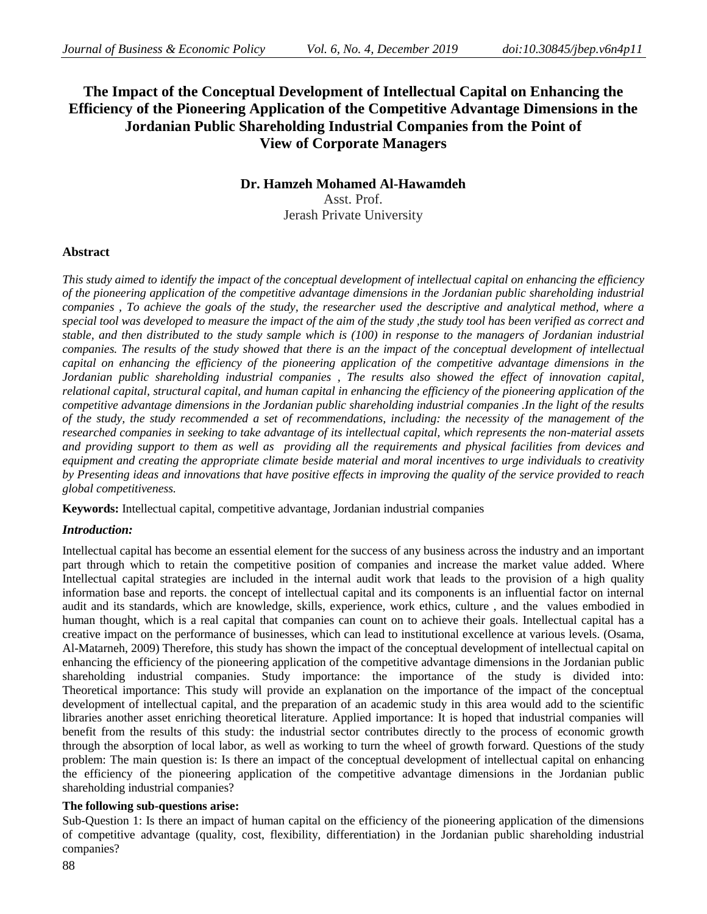# The Impact of the Conceptual Development of Intellectual Capital on Enhancing the Efficiency of the Pioneering Application of the Competitive Advantage Dimensions in the Jordanian Public Shareholding Industrial Companies from the Point of View of Corporate Managers

**Dr. Hamzeh Mohamed Al-Hawamdeh**
Asst. Prof.
Jerash Private University

## Abstract

*This study aimed to identify the impact of the conceptual development of intellectual capital on enhancing the efficiency of the pioneering application of the competitive advantage dimensions in the Jordanian public shareholding industrial companies , To achieve the goals of the study, the researcher used the descriptive and analytical method, where a special tool was developed to measure the impact of the aim of the study ,the study tool has been verified as correct and stable, and then distributed to the study sample which is (100) in response to the managers of Jordanian industrial companies. The results of the study showed that there is an the impact of the conceptual development of intellectual capital on enhancing the efficiency of the pioneering application of the competitive advantage dimensions in the Jordanian public shareholding industrial companies , The results also showed the effect of innovation capital, relational capital, structural capital, and human capital in enhancing the efficiency of the pioneering application of the competitive advantage dimensions in the Jordanian public shareholding industrial companies .In the light of the results of the study, the study recommended a set of recommendations, including: the necessity of the management of the researched companies in seeking to take advantage of its intellectual capital, which represents the non-material assets and providing support to them as well as providing all the requirements and physical facilities from devices and equipment and creating the appropriate climate beside material and moral incentives to urge individuals to creativity by Presenting ideas and innovations that have positive effects in improving the quality of the service provided to reach global competitiveness.*

**Keywords:** Intellectual capital, competitive advantage, Jordanian industrial companies

## *Introduction:*

Intellectual capital has become an essential element for the success of any business across the industry and an important part through which to retain the competitive position of companies and increase the market value added. Where Intellectual capital strategies are included in the internal audit work that leads to the provision of a high quality information base and reports. the concept of intellectual capital and its components is an influential factor on internal audit and its standards, which are knowledge, skills, experience, work ethics, culture , and the values embodied in human thought, which is a real capital that companies can count on to achieve their goals. Intellectual capital has a creative impact on the performance of businesses, which can lead to institutional excellence at various levels. (Osama, Al-Matarneh, 2009) Therefore, this study has shown the impact of the conceptual development of intellectual capital on enhancing the efficiency of the pioneering application of the competitive advantage dimensions in the Jordanian public shareholding industrial companies. Study importance: the importance of the study is divided into: Theoretical importance: This study will provide an explanation on the importance of the impact of the conceptual development of intellectual capital, and the preparation of an academic study in this area would add to the scientific libraries another asset enriching theoretical literature. Applied importance: It is hoped that industrial companies will benefit from the results of this study: the industrial sector contributes directly to the process of economic growth through the absorption of local labor, as well as working to turn the wheel of growth forward. Questions of the study problem: The main question is: Is there an impact of the conceptual development of intellectual capital on enhancing the efficiency of the pioneering application of the competitive advantage dimensions in the Jordanian public shareholding industrial companies?

**The following sub-questions arise:**

Sub-Question 1: Is there an impact of human capital on the efficiency of the pioneering application of the dimensions of competitive advantage (quality, cost, flexibility, differentiation) in the Jordanian public shareholding industrial companies?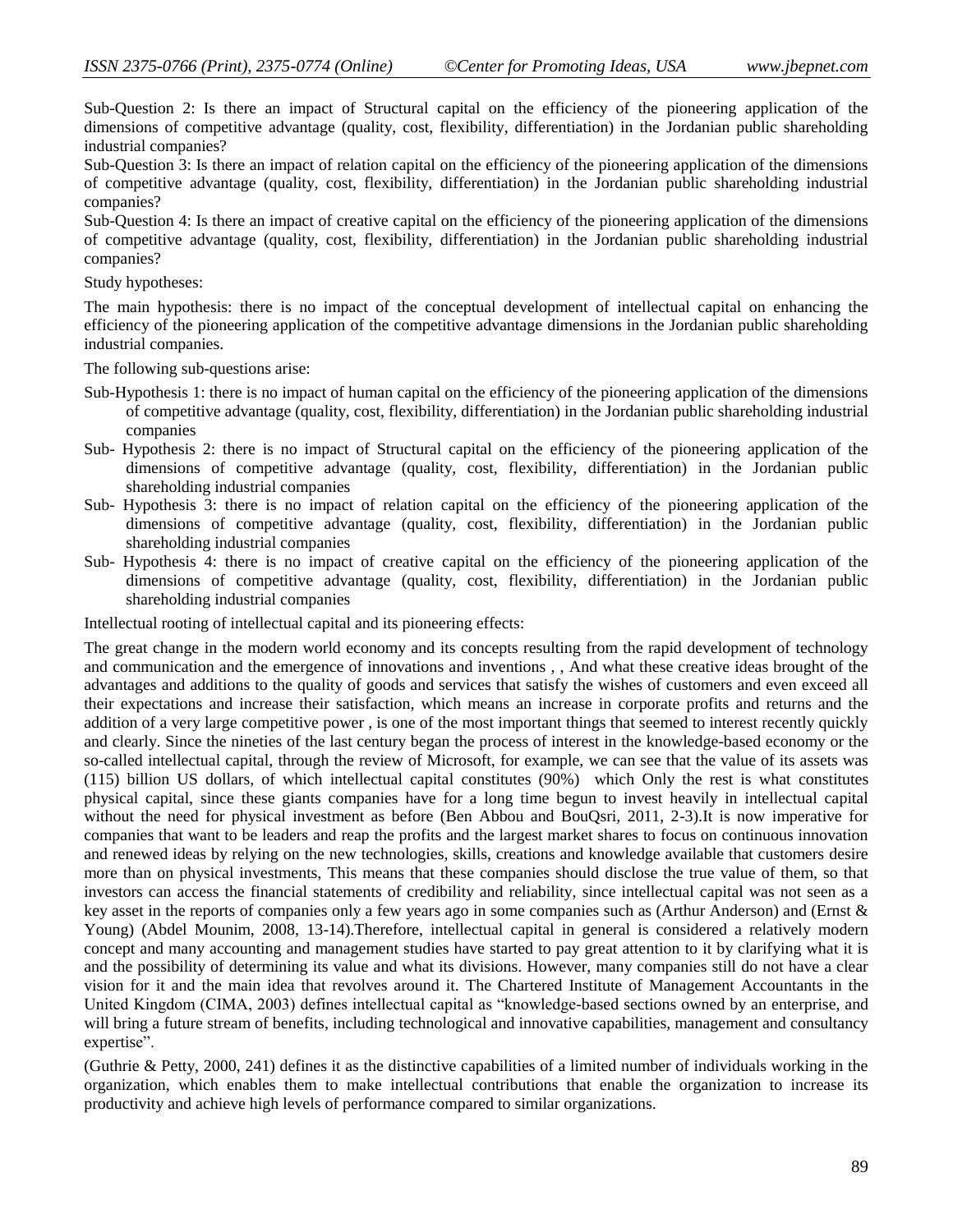Sub-Question 2: Is there an impact of Structural capital on the efficiency of the pioneering application of the dimensions of competitive advantage (quality, cost, flexibility, differentiation) in the Jordanian public shareholding industrial companies?

Sub-Question 3: Is there an impact of relation capital on the efficiency of the pioneering application of the dimensions of competitive advantage (quality, cost, flexibility, differentiation) in the Jordanian public shareholding industrial companies?

Sub-Question 4: Is there an impact of creative capital on the efficiency of the pioneering application of the dimensions of competitive advantage (quality, cost, flexibility, differentiation) in the Jordanian public shareholding industrial companies?

Study hypotheses:

The main hypothesis: there is no impact of the conceptual development of intellectual capital on enhancing the efficiency of the pioneering application of the competitive advantage dimensions in the Jordanian public shareholding industrial companies.

The following sub-questions arise:

- Sub-Hypothesis 1: there is no impact of human capital on the efficiency of the pioneering application of the dimensions of competitive advantage (quality, cost, flexibility, differentiation) in the Jordanian public shareholding industrial companies
- Sub- Hypothesis 2: there is no impact of Structural capital on the efficiency of the pioneering application of the dimensions of competitive advantage (quality, cost, flexibility, differentiation) in the Jordanian public shareholding industrial companies
- Sub- Hypothesis 3: there is no impact of relation capital on the efficiency of the pioneering application of the dimensions of competitive advantage (quality, cost, flexibility, differentiation) in the Jordanian public shareholding industrial companies
- Sub- Hypothesis 4: there is no impact of creative capital on the efficiency of the pioneering application of the dimensions of competitive advantage (quality, cost, flexibility, differentiation) in the Jordanian public shareholding industrial companies

Intellectual rooting of intellectual capital and its pioneering effects:

The great change in the modern world economy and its concepts resulting from the rapid development of technology and communication and the emergence of innovations and inventions , , And what these creative ideas brought of the advantages and additions to the quality of goods and services that satisfy the wishes of customers and even exceed all their expectations and increase their satisfaction, which means an increase in corporate profits and returns and the addition of a very large competitive power , is one of the most important things that seemed to interest recently quickly and clearly. Since the nineties of the last century began the process of interest in the knowledge-based economy or the so-called intellectual capital, through the review of Microsoft, for example, we can see that the value of its assets was (115) billion US dollars, of which intellectual capital constitutes (90%) which Only the rest is what constitutes physical capital, since these giants companies have for a long time begun to invest heavily in intellectual capital without the need for physical investment as before (Ben Abbou and BouQsri, 2011, 2-3).It is now imperative for companies that want to be leaders and reap the profits and the largest market shares to focus on continuous innovation and renewed ideas by relying on the new technologies, skills, creations and knowledge available that customers desire more than on physical investments, This means that these companies should disclose the true value of them, so that investors can access the financial statements of credibility and reliability, since intellectual capital was not seen as a key asset in the reports of companies only a few years ago in some companies such as (Arthur Anderson) and (Ernst & Young) (Abdel Mounim, 2008, 13-14).Therefore, intellectual capital in general is considered a relatively modern concept and many accounting and management studies have started to pay great attention to it by clarifying what it is and the possibility of determining its value and what its divisions. However, many companies still do not have a clear vision for it and the main idea that revolves around it. The Chartered Institute of Management Accountants in the United Kingdom (CIMA, 2003) defines intellectual capital as "knowledge-based sections owned by an enterprise, and will bring a future stream of benefits, including technological and innovative capabilities, management and consultancy expertise".

(Guthrie & Petty, 2000, 241) defines it as the distinctive capabilities of a limited number of individuals working in the organization, which enables them to make intellectual contributions that enable the organization to increase its productivity and achieve high levels of performance compared to similar organizations.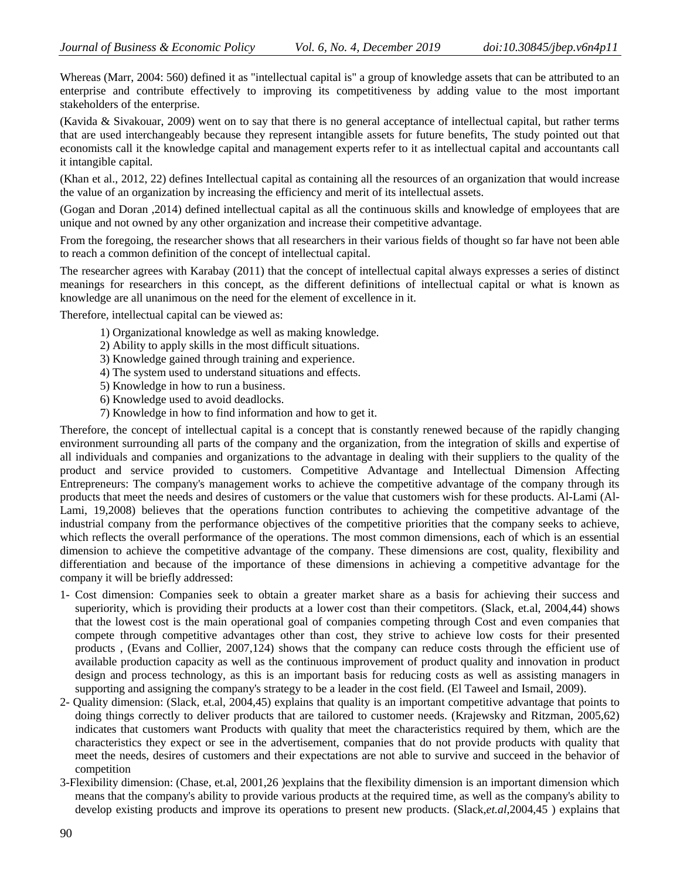Whereas (Marr, 2004: 560) defined it as "intellectual capital is" a group of knowledge assets that can be attributed to an enterprise and contribute effectively to improving its competitiveness by adding value to the most important stakeholders of the enterprise.

(Kavida & Sivakouar, 2009) went on to say that there is no general acceptance of intellectual capital, but rather terms that are used interchangeably because they represent intangible assets for future benefits, The study pointed out that economists call it the knowledge capital and management experts refer to it as intellectual capital and accountants call it intangible capital.

(Khan et al., 2012, 22) defines Intellectual capital as containing all the resources of an organization that would increase the value of an organization by increasing the efficiency and merit of its intellectual assets.

(Gogan and Doran ,2014) defined intellectual capital as all the continuous skills and knowledge of employees that are unique and not owned by any other organization and increase their competitive advantage.

From the foregoing, the researcher shows that all researchers in their various fields of thought so far have not been able to reach a common definition of the concept of intellectual capital.

The researcher agrees with Karabay (2011) that the concept of intellectual capital always expresses a series of distinct meanings for researchers in this concept, as the different definitions of intellectual capital or what is known as knowledge are all unanimous on the need for the element of excellence in it.

Therefore, intellectual capital can be viewed as:

1) Organizational knowledge as well as making knowledge.
2) Ability to apply skills in the most difficult situations.
3) Knowledge gained through training and experience.
4) The system used to understand situations and effects.
5) Knowledge in how to run a business.
6) Knowledge used to avoid deadlocks.
7) Knowledge in how to find information and how to get it.

Therefore, the concept of intellectual capital is a concept that is constantly renewed because of the rapidly changing environment surrounding all parts of the company and the organization, from the integration of skills and expertise of all individuals and companies and organizations to the advantage in dealing with their suppliers to the quality of the product and service provided to customers. Competitive Advantage and Intellectual Dimension Affecting Entrepreneurs: The company's management works to achieve the competitive advantage of the company through its products that meet the needs and desires of customers or the value that customers wish for these products. Al-Lami (Al-Lami, 19,2008) believes that the operations function contributes to achieving the competitive advantage of the industrial company from the performance objectives of the competitive priorities that the company seeks to achieve, which reflects the overall performance of the operations. The most common dimensions, each of which is an essential dimension to achieve the competitive advantage of the company. These dimensions are cost, quality, flexibility and differentiation and because of the importance of these dimensions in achieving a competitive advantage for the company it will be briefly addressed:

1- Cost dimension: Companies seek to obtain a greater market share as a basis for achieving their success and superiority, which is providing their products at a lower cost than their competitors. (Slack, et.al, 2004,44) shows that the lowest cost is the main operational goal of companies competing through Cost and even companies that compete through competitive advantages other than cost, they strive to achieve low costs for their presented products , (Evans and Collier, 2007,124) shows that the company can reduce costs through the efficient use of available production capacity as well as the continuous improvement of product quality and innovation in product design and process technology, as this is an important basis for reducing costs as well as assisting managers in supporting and assigning the company's strategy to be a leader in the cost field. (El Taweel and Ismail, 2009).

2- Quality dimension: (Slack, et.al, 2004,45) explains that quality is an important competitive advantage that points to doing things correctly to deliver products that are tailored to customer needs. (Krajewsky and Ritzman, 2005,62) indicates that customers want Products with quality that meet the characteristics required by them, which are the characteristics they expect or see in the advertisement, companies that do not provide products with quality that meet the needs, desires of customers and their expectations are not able to survive and succeed in the behavior of competition

3-Flexibility dimension: (Chase, et.al, 2001,26 )explains that the flexibility dimension is an important dimension which means that the company's ability to provide various products at the required time, as well as the company's ability to develop existing products and improve its operations to present new products. (Slack,*et.al*,2004,45 ) explains that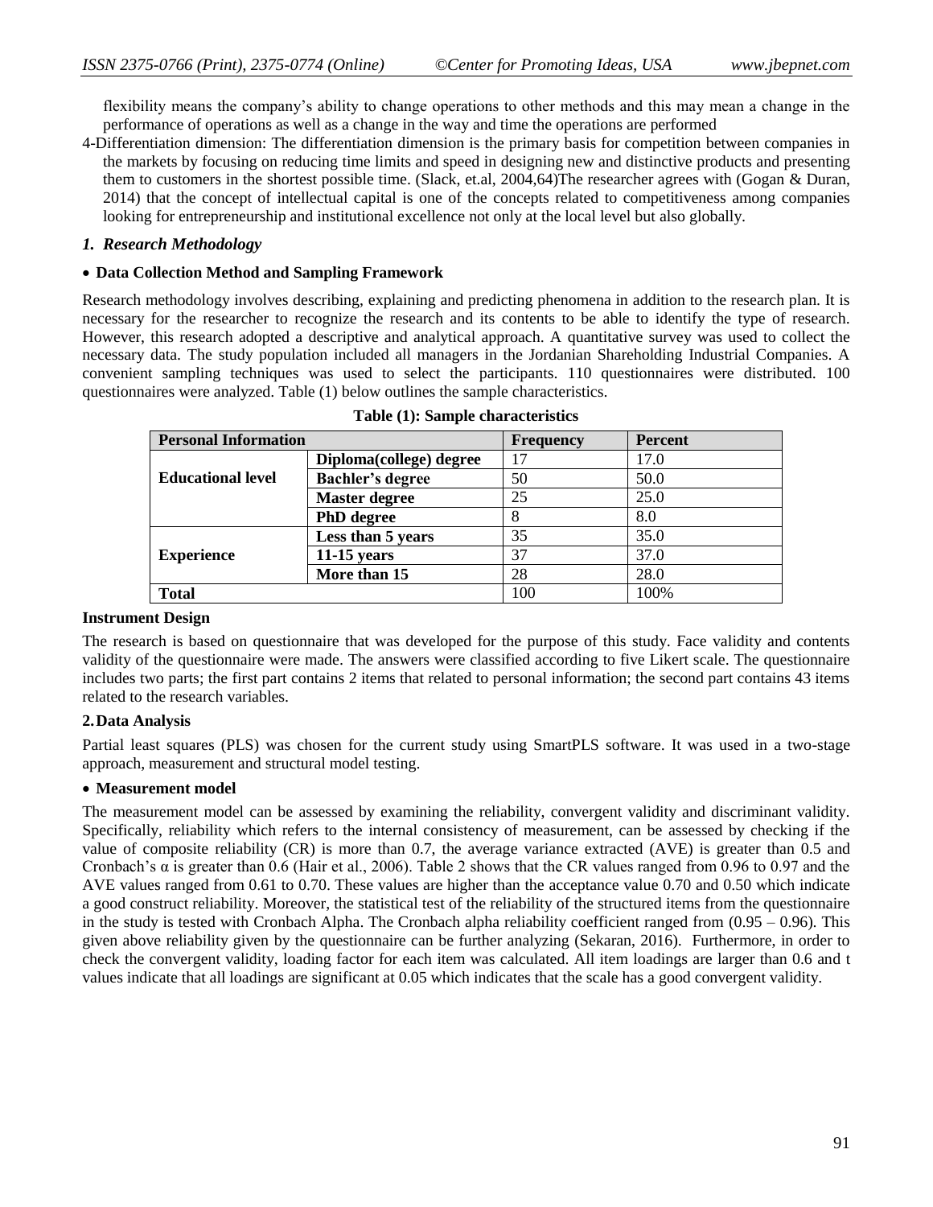flexibility means the company's ability to change operations to other methods and this may mean a change in the performance of operations as well as a change in the way and time the operations are performed

4-Differentiation dimension: The differentiation dimension is the primary basis for competition between companies in the markets by focusing on reducing time limits and speed in designing new and distinctive products and presenting them to customers in the shortest possible time. (Slack, et.al, 2004,64)The researcher agrees with (Gogan & Duran, 2014) that the concept of intellectual capital is one of the concepts related to competitiveness among companies looking for entrepreneurship and institutional excellence not only at the local level but also globally.

## *1. Research Methodology*

- **Data Collection Method and Sampling Framework**

Research methodology involves describing, explaining and predicting phenomena in addition to the research plan. It is necessary for the researcher to recognize the research and its contents to be able to identify the type of research. However, this research adopted a descriptive and analytical approach. A quantitative survey was used to collect the necessary data. The study population included all managers in the Jordanian Shareholding Industrial Companies. A convenient sampling techniques was used to select the participants. 110 questionnaires were distributed. 100 questionnaires were analyzed. Table (1) below outlines the sample characteristics.

**Table (1): Sample characteristics**

| **Personal Information** | | **Frequency** | **Percent** |
|---|---|---|---|
| **Educational level** | **Diploma(college) degree** | 17 | 17.0 |
| | **Bachler's degree** | 50 | 50.0 |
| | **Master degree** | 25 | 25.0 |
| | **PhD degree** | 8 | 8.0 |
| **Experience** | **Less than 5 years** | 35 | 35.0 |
| | **11-15 years** | 37 | 37.0 |
| | **More than 15** | 28 | 28.0 |
| **Total** | | 100 | 100% |

**Instrument Design**

The research is based on questionnaire that was developed for the purpose of this study. Face validity and contents validity of the questionnaire were made. The answers were classified according to five Likert scale. The questionnaire includes two parts; the first part contains 2 items that related to personal information; the second part contains 43 items related to the research variables.

## 2. Data Analysis

Partial least squares (PLS) was chosen for the current study using SmartPLS software. It was used in a two-stage approach, measurement and structural model testing.

- **Measurement model**

The measurement model can be assessed by examining the reliability, convergent validity and discriminant validity. Specifically, reliability which refers to the internal consistency of measurement, can be assessed by checking if the value of composite reliability (CR) is more than 0.7, the average variance extracted (AVE) is greater than 0.5 and Cronbach's α is greater than 0.6 (Hair et al., 2006). Table 2 shows that the CR values ranged from 0.96 to 0.97 and the AVE values ranged from 0.61 to 0.70. These values are higher than the acceptance value 0.70 and 0.50 which indicate a good construct reliability. Moreover, the statistical test of the reliability of the structured items from the questionnaire in the study is tested with Cronbach Alpha. The Cronbach alpha reliability coefficient ranged from (0.95 – 0.96). This given above reliability given by the questionnaire can be further analyzing (Sekaran, 2016). Furthermore, in order to check the convergent validity, loading factor for each item was calculated. All item loadings are larger than 0.6 and t values indicate that all loadings are significant at 0.05 which indicates that the scale has a good convergent validity.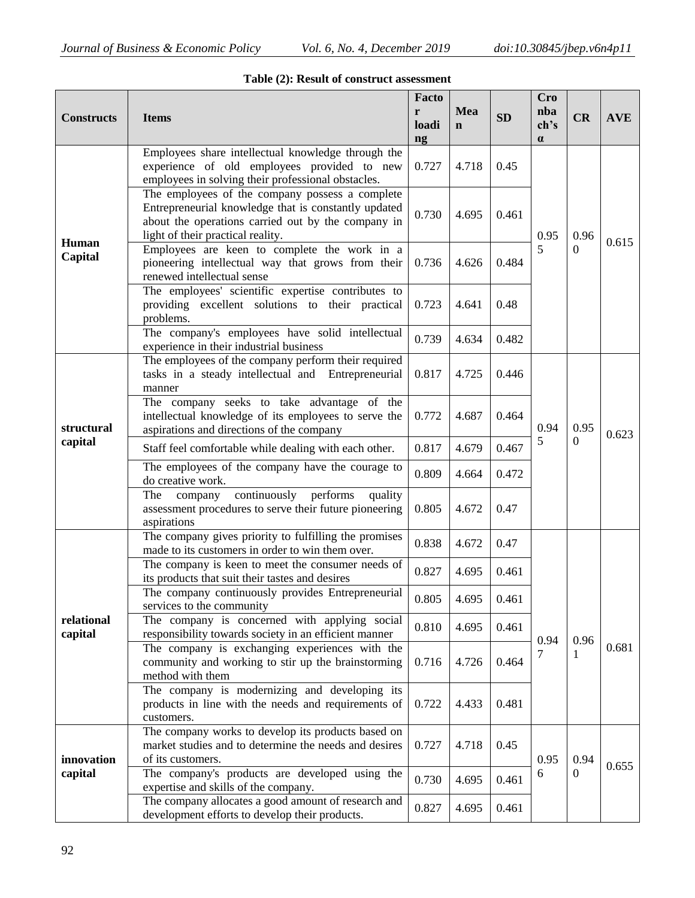**Table (2): Result of construct assessment**

| Constructs | Items | Factor loading | Mean | SD | Cronbach's α | CR | AVE |
|---|---|---|---|---|---|---|---|
| Human Capital | Employees share intellectual knowledge through the experience of old employees provided to new employees in solving their professional obstacles. | 0.727 | 4.718 | 0.45 | 0.955 | 0.960 | 0.615 |
| | The employees of the company possess a complete Entrepreneurial knowledge that is constantly updated about the operations carried out by the company in light of their practical reality. | 0.730 | 4.695 | 0.461 | | | |
| | Employees are keen to complete the work in a pioneering intellectual way that grows from their renewed intellectual sense | 0.736 | 4.626 | 0.484 | | | |
| | The employees' scientific expertise contributes to providing excellent solutions to their practical problems. | 0.723 | 4.641 | 0.48 | | | |
| | The company's employees have solid intellectual experience in their industrial business | 0.739 | 4.634 | 0.482 | | | |
| structural capital | The employees of the company perform their required tasks in a steady intellectual and Entrepreneurial manner | 0.817 | 4.725 | 0.446 | 0.945 | 0.950 | 0.623 |
| | The company seeks to take advantage of the intellectual knowledge of its employees to serve the aspirations and directions of the company | 0.772 | 4.687 | 0.464 | | | |
| | Staff feel comfortable while dealing with each other. | 0.817 | 4.679 | 0.467 | | | |
| | The employees of the company have the courage to do creative work. | 0.809 | 4.664 | 0.472 | | | |
| | The company continuously performs quality assessment procedures to serve their future pioneering aspirations | 0.805 | 4.672 | 0.47 | | | |
| relational capital | The company gives priority to fulfilling the promises made to its customers in order to win them over. | 0.838 | 4.672 | 0.47 | 0.947 | 0.961 | 0.681 |
| | The company is keen to meet the consumer needs of its products that suit their tastes and desires | 0.827 | 4.695 | 0.461 | | | |
| | The company continuously provides Entrepreneurial services to the community | 0.805 | 4.695 | 0.461 | | | |
| | The company is concerned with applying social responsibility towards society in an efficient manner | 0.810 | 4.695 | 0.461 | | | |
| | The company is exchanging experiences with the community and working to stir up the brainstorming method with them | 0.716 | 4.726 | 0.464 | | | |
| | The company is modernizing and developing its products in line with the needs and requirements of customers. | 0.722 | 4.433 | 0.481 | | | |
| innovation capital | The company works to develop its products based on market studies and to determine the needs and desires of its customers. | 0.727 | 4.718 | 0.45 | 0.956 | 0.940 | 0.655 |
| | The company's products are developed using the expertise and skills of the company. | 0.730 | 4.695 | 0.461 | | | |
| | The company allocates a good amount of research and development efforts to develop their products. | 0.827 | 4.695 | 0.461 | | | |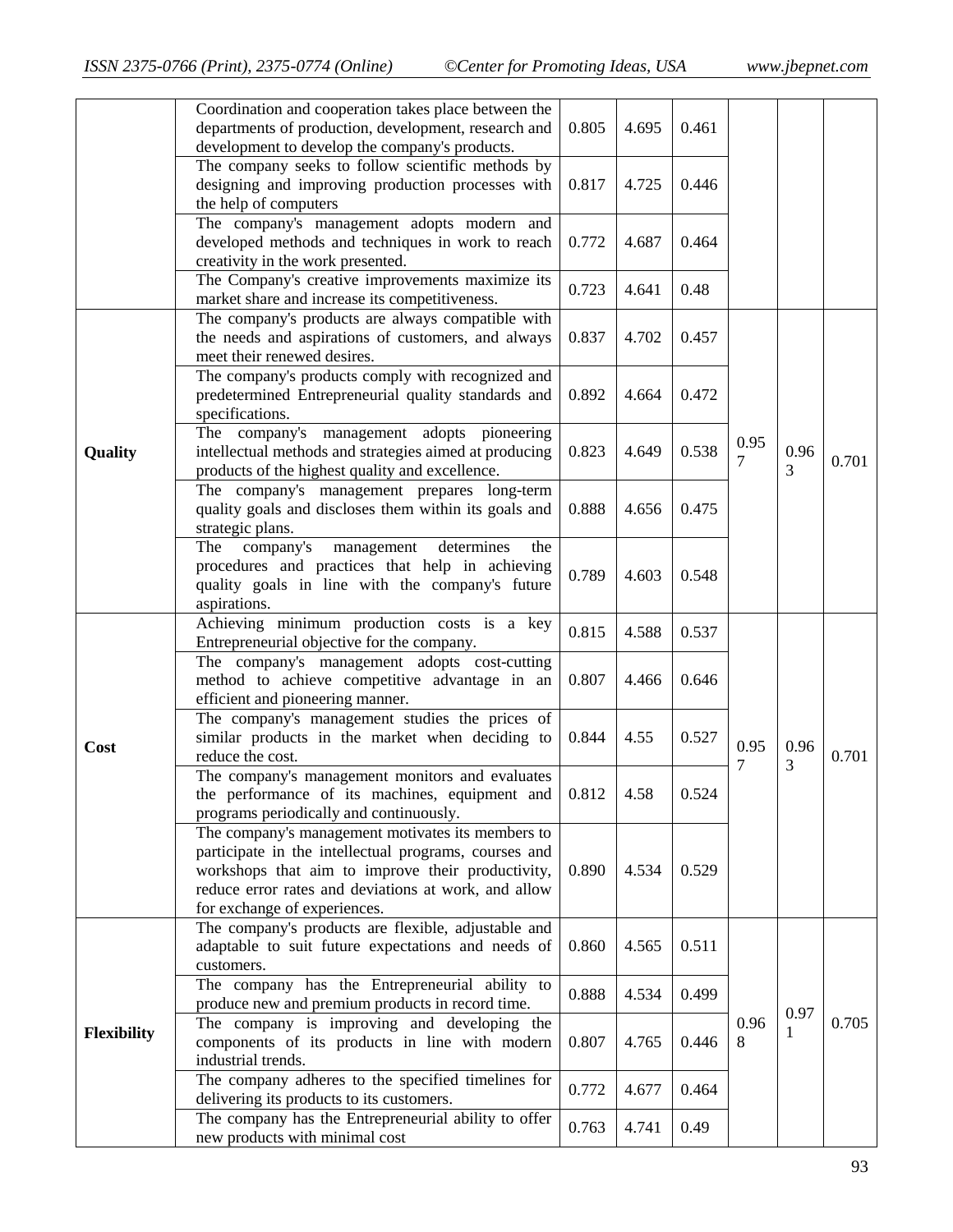| | | | | | | | |
|---|---|---|---|---|---|---|---|
| | Coordination and cooperation takes place between the departments of production, development, research and development to develop the company's products. | 0.805 | 4.695 | 0.461 | | | |
| | The company seeks to follow scientific methods by designing and improving production processes with the help of computers | 0.817 | 4.725 | 0.446 | | | |
| | The company's management adopts modern and developed methods and techniques in work to reach creativity in the work presented. | 0.772 | 4.687 | 0.464 | | | |
| | The Company's creative improvements maximize its market share and increase its competitiveness. | 0.723 | 4.641 | 0.48 | | | |
| **Quality** | The company's products are always compatible with the needs and aspirations of customers, and always meet their renewed desires. | 0.837 | 4.702 | 0.457 | 0.957 | 0.963 | 0.701 |
| | The company's products comply with recognized and predetermined Entrepreneurial quality standards and specifications. | 0.892 | 4.664 | 0.472 | | | |
| | The company's management adopts pioneering intellectual methods and strategies aimed at producing products of the highest quality and excellence. | 0.823 | 4.649 | 0.538 | | | |
| | The company's management prepares long-term quality goals and discloses them within its goals and strategic plans. | 0.888 | 4.656 | 0.475 | | | |
| | The company's management determines the procedures and practices that help in achieving quality goals in line with the company's future aspirations. | 0.789 | 4.603 | 0.548 | | | |
| **Cost** | Achieving minimum production costs is a key Entrepreneurial objective for the company. | 0.815 | 4.588 | 0.537 | 0.957 | 0.963 | 0.701 |
| | The company's management adopts cost-cutting method to achieve competitive advantage in an efficient and pioneering manner. | 0.807 | 4.466 | 0.646 | | | |
| | The company's management studies the prices of similar products in the market when deciding to reduce the cost. | 0.844 | 4.55 | 0.527 | | | |
| | The company's management monitors and evaluates the performance of its machines, equipment and programs periodically and continuously. | 0.812 | 4.58 | 0.524 | | | |
| | The company's management motivates its members to participate in the intellectual programs, courses and workshops that aim to improve their productivity, reduce error rates and deviations at work, and allow for exchange of experiences. | 0.890 | 4.534 | 0.529 | | | |
| **Flexibility** | The company's products are flexible, adjustable and adaptable to suit future expectations and needs of customers. | 0.860 | 4.565 | 0.511 | 0.968 | 0.971 | 0.705 |
| | The company has the Entrepreneurial ability to produce new and premium products in record time. | 0.888 | 4.534 | 0.499 | | | |
| | The company is improving and developing the components of its products in line with modern industrial trends. | 0.807 | 4.765 | 0.446 | | | |
| | The company adheres to the specified timelines for delivering its products to its customers. | 0.772 | 4.677 | 0.464 | | | |
| | The company has the Entrepreneurial ability to offer new products with minimal cost | 0.763 | 4.741 | 0.49 | | | |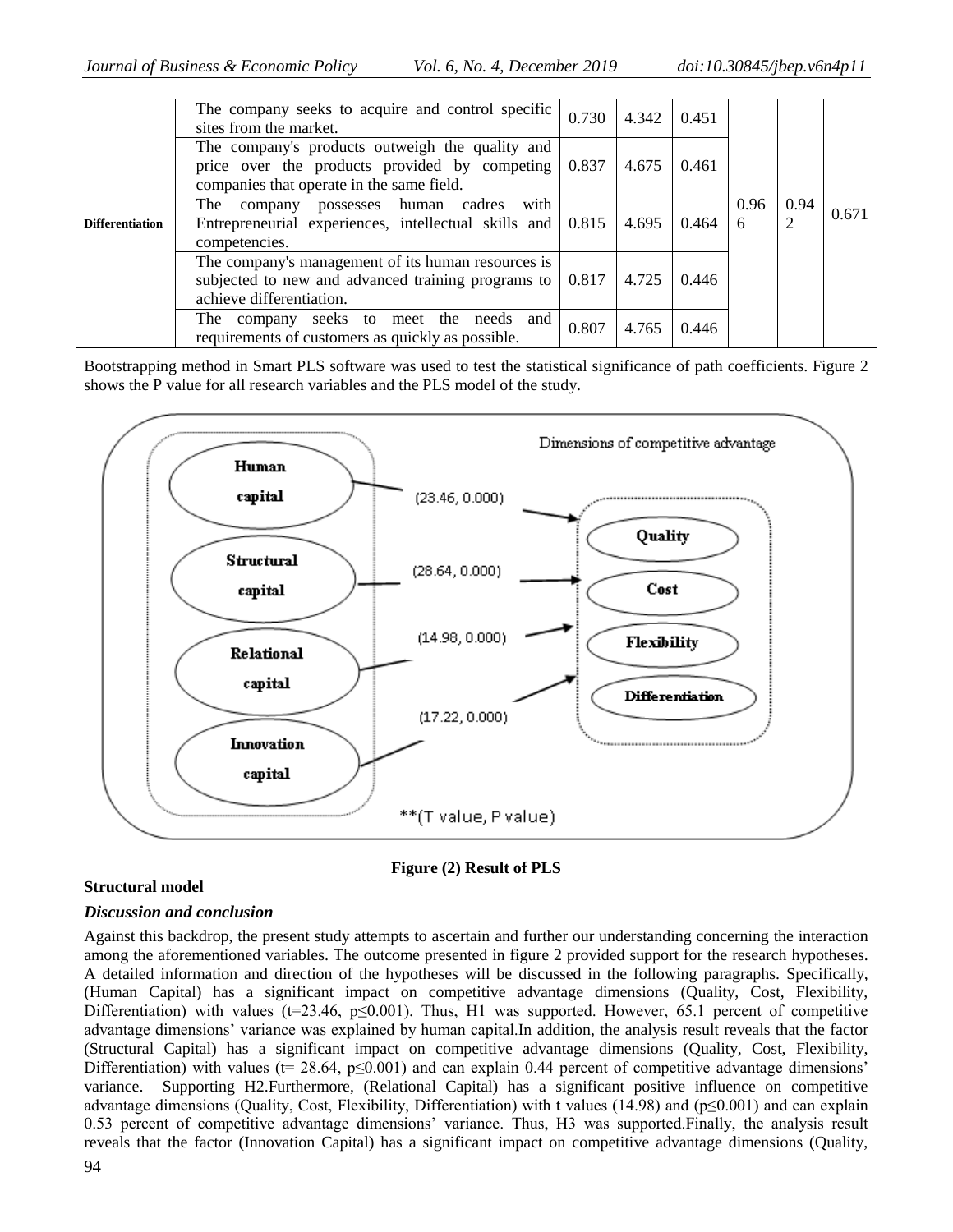| | | | | | | | |
|---|---|---|---|---|---|---|---|
| **Differentiation** | The company seeks to acquire and control specific sites from the market. | 0.730 | 4.342 | 0.451 | 0.966 | 0.942 | 0.671 |
| | The company's products outweigh the quality and price over the products provided by competing companies that operate in the same field. | 0.837 | 4.675 | 0.461 | | | |
| | The company possesses human cadres with Entrepreneurial experiences, intellectual skills and competencies. | 0.815 | 4.695 | 0.464 | | | |
| | The company's management of its human resources is subjected to new and advanced training programs to achieve differentiation. | 0.817 | 4.725 | 0.446 | | | |
| | The company seeks to meet the needs and requirements of customers as quickly as possible. | 0.807 | 4.765 | 0.446 | | | |

Bootstrapping method in Smart PLS software was used to test the statistical significance of path coefficients. Figure 2 shows the P value for all research variables and the PLS model of the study.

Figure (2) Result of PLS

**Structural model**

***Discussion and conclusion***

Against this backdrop, the present study attempts to ascertain and further our understanding concerning the interaction among the aforementioned variables. The outcome presented in figure 2 provided support for the research hypotheses. A detailed information and direction of the hypotheses will be discussed in the following paragraphs. Specifically, (Human Capital) has a significant impact on competitive advantage dimensions (Quality, Cost, Flexibility, Differentiation) with values ($t=23.46$, $p\leq0.001$). Thus, H1 was supported. However, 65.1 percent of competitive advantage dimensions' variance was explained by human capital.In addition, the analysis result reveals that the factor (Structural Capital) has a significant impact on competitive advantage dimensions (Quality, Cost, Flexibility, Differentiation) with values ($t= 28.64$, $p\leq0.001$) and can explain 0.44 percent of competitive advantage dimensions' variance. Supporting H2.Furthermore, (Relational Capital) has a significant positive influence on competitive advantage dimensions (Quality, Cost, Flexibility, Differentiation) with t values (14.98) and ($p\leq0.001$) and can explain 0.53 percent of competitive advantage dimensions' variance. Thus, H3 was supported.Finally, the analysis result reveals that the factor (Innovation Capital) has a significant impact on competitive advantage dimensions (Quality,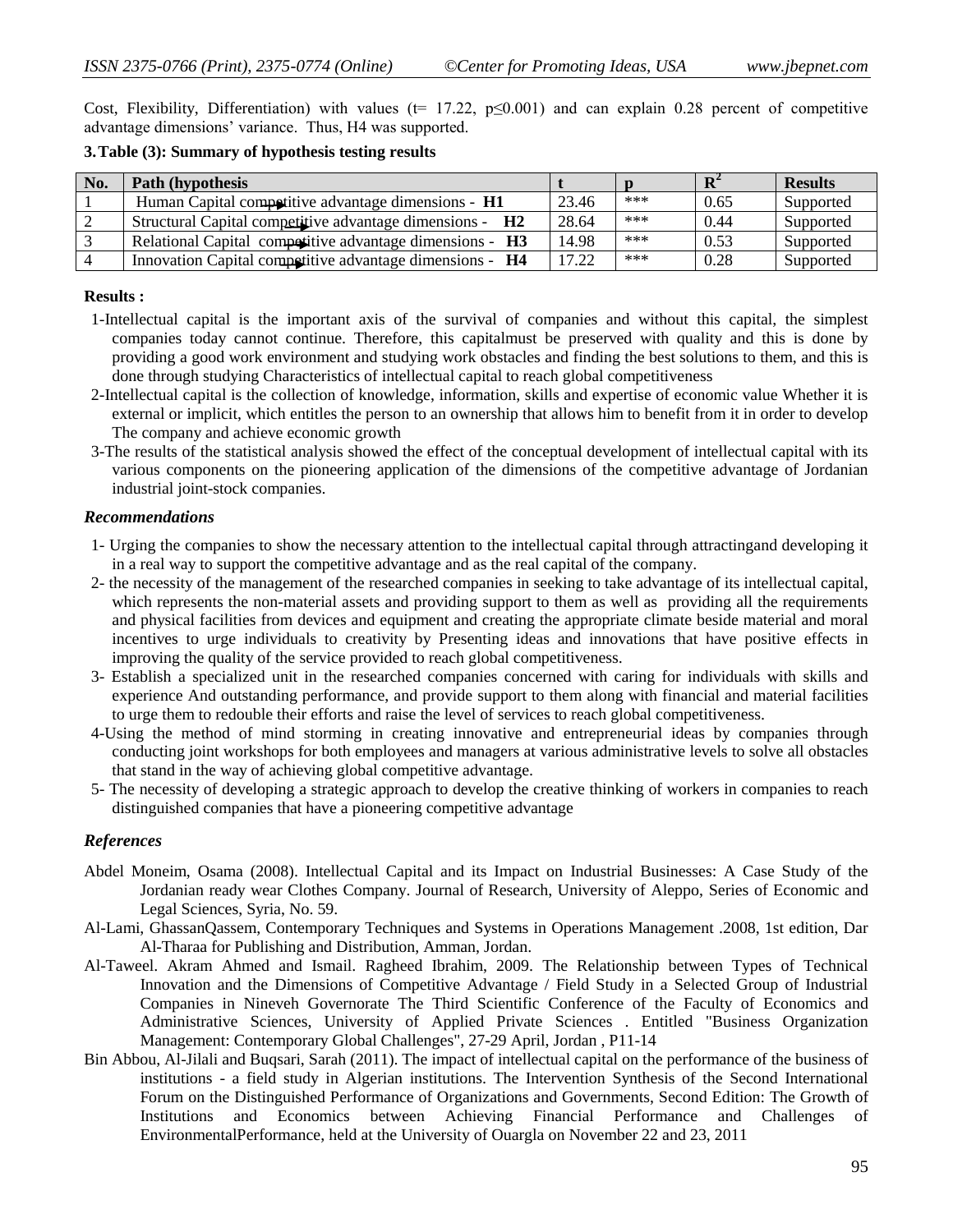Cost, Flexibility, Differentiation) with values (t= 17.22, p≤0.001) and can explain 0.28 percent of competitive advantage dimensions' variance. Thus, H4 was supported.

**3. Table (3): Summary of hypothesis testing results**

| No. | Path (hypothesis | t | p | $R^2$ | Results |
|---|---|---|---|---|---|
| 1 | Human Capital → competitive advantage dimensions - **H1** | 23.46 | *** | 0.65 | Supported |
| 2 | Structural Capital → competitive advantage dimensions - **H2** | 28.64 | *** | 0.44 | Supported |
| 3 | Relational Capital → competitive advantage dimensions - **H3** | 14.98 | *** | 0.53 | Supported |
| 4 | Innovation Capital → competitive advantage dimensions - **H4** | 17.22 | *** | 0.28 | Supported |

**Results :**

1-Intellectual capital is the important axis of the survival of companies and without this capital, the simplest companies today cannot continue. Therefore, this capitalmust be preserved with quality and this is done by providing a good work environment and studying work obstacles and finding the best solutions to them, and this is done through studying Characteristics of intellectual capital to reach global competitiveness

2-Intellectual capital is the collection of knowledge, information, skills and expertise of economic value Whether it is external or implicit, which entitles the person to an ownership that allows him to benefit from it in order to develop The company and achieve economic growth

3-The results of the statistical analysis showed the effect of the conceptual development of intellectual capital with its various components on the pioneering application of the dimensions of the competitive advantage of Jordanian industrial joint-stock companies.

### *Recommendations*

1- Urging the companies to show the necessary attention to the intellectual capital through attractingand developing it in a real way to support the competitive advantage and as the real capital of the company.

2- the necessity of the management of the researched companies in seeking to take advantage of its intellectual capital, which represents the non-material assets and providing support to them as well as providing all the requirements and physical facilities from devices and equipment and creating the appropriate climate beside material and moral incentives to urge individuals to creativity by Presenting ideas and innovations that have positive effects in improving the quality of the service provided to reach global competitiveness.

3- Establish a specialized unit in the researched companies concerned with caring for individuals with skills and experience And outstanding performance, and provide support to them along with financial and material facilities to urge them to redouble their efforts and raise the level of services to reach global competitiveness.

4-Using the method of mind storming in creating innovative and entrepreneurial ideas by companies through conducting joint workshops for both employees and managers at various administrative levels to solve all obstacles that stand in the way of achieving global competitive advantage.

5- The necessity of developing a strategic approach to develop the creative thinking of workers in companies to reach distinguished companies that have a pioneering competitive advantage

### *References*

Abdel Moneim, Osama (2008). Intellectual Capital and its Impact on Industrial Businesses: A Case Study of the Jordanian ready wear Clothes Company. Journal of Research, University of Aleppo, Series of Economic and Legal Sciences, Syria, No. 59.

Al-Lami, GhassanQassem, Contemporary Techniques and Systems in Operations Management .2008, 1st edition, Dar Al-Tharaa for Publishing and Distribution, Amman, Jordan.

Al-Taweel. Akram Ahmed and Ismail. Ragheed Ibrahim, 2009. The Relationship between Types of Technical Innovation and the Dimensions of Competitive Advantage / Field Study in a Selected Group of Industrial Companies in Nineveh Governorate The Third Scientific Conference of the Faculty of Economics and Administrative Sciences, University of Applied Private Sciences . Entitled "Business Organization Management: Contemporary Global Challenges", 27-29 April, Jordan , P11-14

Bin Abbou, Al-Jilali and Buqsari, Sarah (2011). The impact of intellectual capital on the performance of the business of institutions - a field study in Algerian institutions. The Intervention Synthesis of the Second International Forum on the Distinguished Performance of Organizations and Governments, Second Edition: The Growth of Institutions and Economics between Achieving Financial Performance and Challenges of EnvironmentalPerformance, held at the University of Ouargla on November 22 and 23, 2011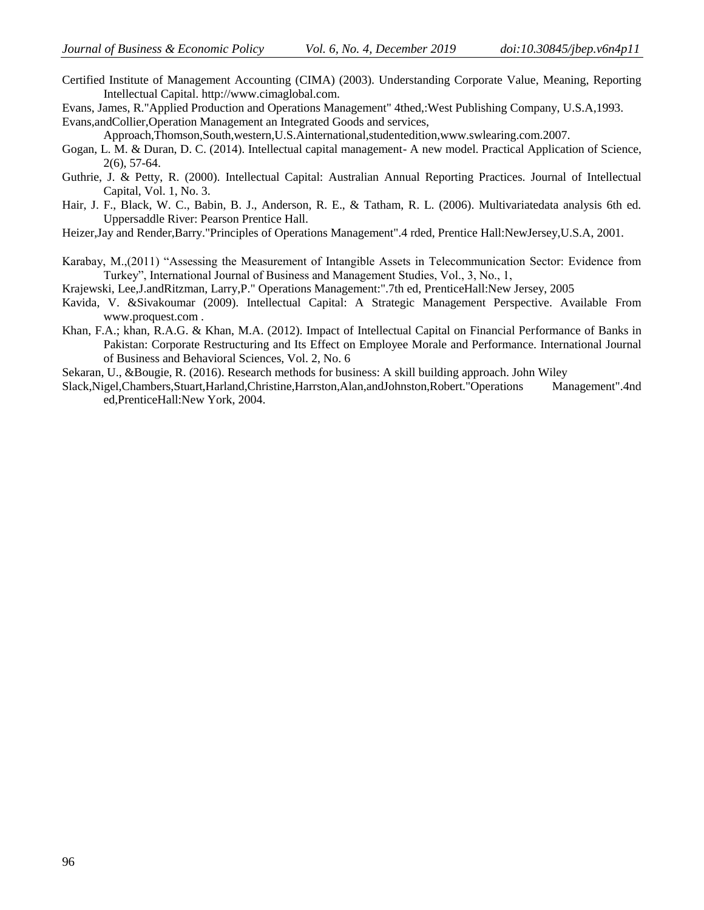Certified Institute of Management Accounting (CIMA) (2003). Understanding Corporate Value, Meaning, Reporting Intellectual Capital. http://www.cimaglobal.com.

Evans, James, R."Applied Production and Operations Management" 4thed,:West Publishing Company, U.S.A,1993.

Evans,andCollier,Operation Management an Integrated Goods and services, Approach,Thomson,South,western,U.S.Ainternational,studentedition,www.swlearing.com.2007.

Gogan, L. M. & Duran, D. C. (2014). Intellectual capital management- A new model. Practical Application of Science, 2(6), 57-64.

Guthrie, J. & Petty, R. (2000). Intellectual Capital: Australian Annual Reporting Practices. Journal of Intellectual Capital, Vol. 1, No. 3.

Hair, J. F., Black, W. C., Babin, B. J., Anderson, R. E., & Tatham, R. L. (2006). Multivariatedata analysis 6th ed. Uppersaddle River: Pearson Prentice Hall.

Heizer,Jay and Render,Barry."Principles of Operations Management".4 rded, Prentice Hall:NewJersey,U.S.A, 2001.

Karabay, M.,(2011) "Assessing the Measurement of Intangible Assets in Telecommunication Sector: Evidence from Turkey", International Journal of Business and Management Studies, Vol., 3, No., 1,

Krajewski, Lee,J.andRitzman, Larry,P." Operations Management:".7th ed, PrenticeHall:New Jersey, 2005

Kavida, V. &Sivakoumar (2009). Intellectual Capital: A Strategic Management Perspective. Available From www.proquest.com .

Khan, F.A.; khan, R.A.G. & Khan, M.A. (2012). Impact of Intellectual Capital on Financial Performance of Banks in Pakistan: Corporate Restructuring and Its Effect on Employee Morale and Performance. International Journal of Business and Behavioral Sciences, Vol. 2, No. 6

Sekaran, U., &Bougie, R. (2016). Research methods for business: A skill building approach. John Wiley

Slack,Nigel,Chambers,Stuart,Harland,Christine,Harrston,Alan,andJohnston,Robert."Operations Management".4nd ed,PrenticeHall:New York, 2004.